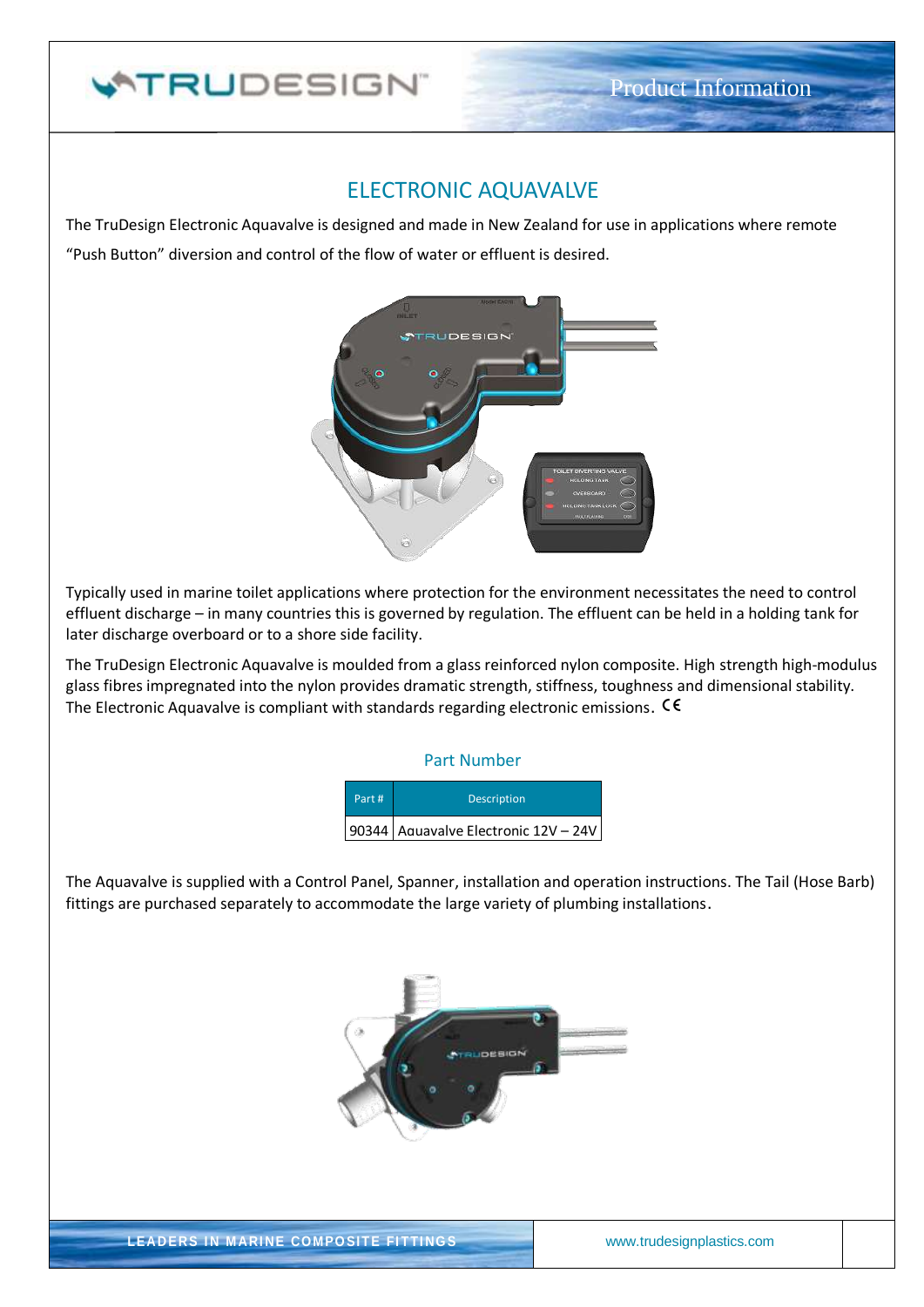# ELECTRONIC AQUAVALVE

The TruDesign Electronic Aquavalve is designed and made in New Zealand for use in applications where remote "Push Button" diversion and control of the flow of water or effluent is desired.

Typically used in marine toilet applications where protection for the environment necessitates the need to control effluent discharge – in many countries this is governed by regulation. The effluent can be held in a holding tank for later discharge overboard or to a shore side facility.

The TruDesign Electronic Aquavalve is moulded from a glass reinforced nylon composite. High strength high-modulus glass fibres impregnated into the nylon provides dramatic strength, stiffness, toughness and dimensional stability. The Electronic Aquavalve is compliant with standards regarding electronic emissions. CE

## Part Number

| Part # | Description |
| --- | --- |
| 90344 | Aquavalve Electronic 12V – 24V |

The Aquavalve is supplied with a Control Panel, Spanner, installation and operation instructions. The Tail (Hose Barb) fittings are purchased separately to accommodate the large variety of plumbing installations.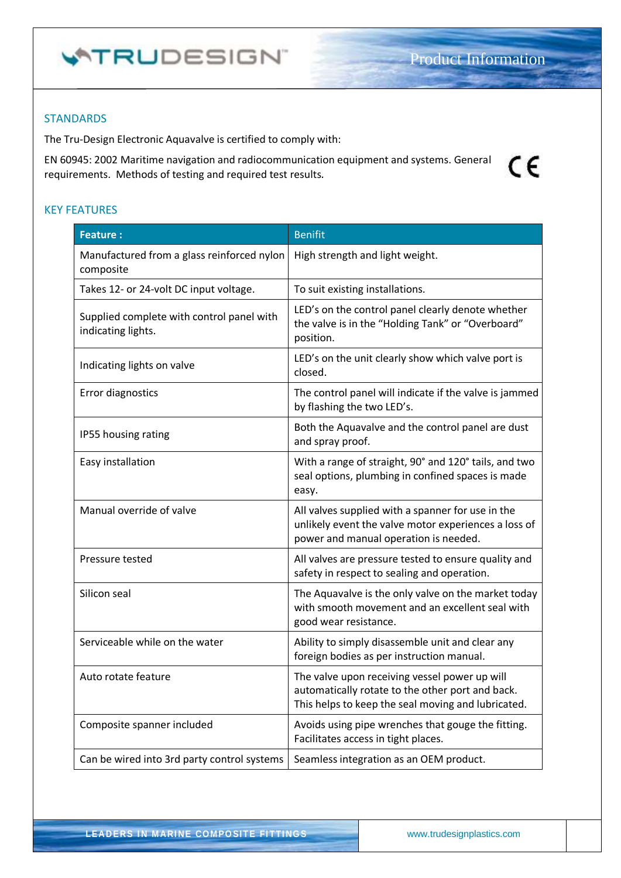## STANDARDS

The Tru-Design Electronic Aquavalve is certified to comply with:

EN 60945: 2002 Maritime navigation and radiocommunication equipment and systems. General requirements. Methods of testing and required test results.

## KEY FEATURES

| Feature : | Benifit |
|---|---|
| Manufactured from a glass reinforced nylon composite | High strength and light weight. |
| Takes 12- or 24-volt DC input voltage. | To suit existing installations. |
| Supplied complete with control panel with indicating lights. | LED's on the control panel clearly denote whether the valve is in the "Holding Tank" or "Overboard" position. |
| Indicating lights on valve | LED's on the unit clearly show which valve port is closed. |
| Error diagnostics | The control panel will indicate if the valve is jammed by flashing the two LED's. |
| IP55 housing rating | Both the Aquavalve and the control panel are dust and spray proof. |
| Easy installation | With a range of straight, 90° and 120° tails, and two seal options, plumbing in confined spaces is made easy. |
| Manual override of valve | All valves supplied with a spanner for use in the unlikely event the valve motor experiences a loss of power and manual operation is needed. |
| Pressure tested | All valves are pressure tested to ensure quality and safety in respect to sealing and operation. |
| Silicon seal | The Aquavalve is the only valve on the market today with smooth movement and an excellent seal with good wear resistance. |
| Serviceable while on the water | Ability to simply disassemble unit and clear any foreign bodies as per instruction manual. |
| Auto rotate feature | The valve upon receiving vessel power up will automatically rotate to the other port and back. This helps to keep the seal moving and lubricated. |
| Composite spanner included | Avoids using pipe wrenches that gouge the fitting. Facilitates access in tight places. |
| Can be wired into 3rd party control systems | Seamless integration as an OEM product. |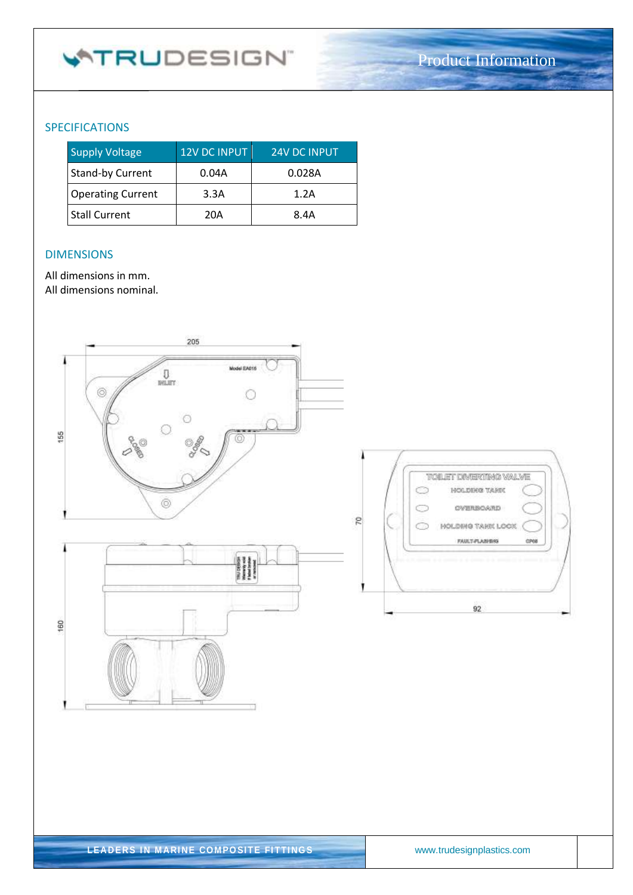## SPECIFICATIONS

| Supply Voltage | 12V DC INPUT | 24V DC INPUT |
|---|---|---|
| Stand-by Current | 0.04A | 0.028A |
| Operating Current | 3.3A | 1.2A |
| Stall Current | 20A | 8.4A |

## DIMENSIONS

All dimensions in mm.
All dimensions nominal.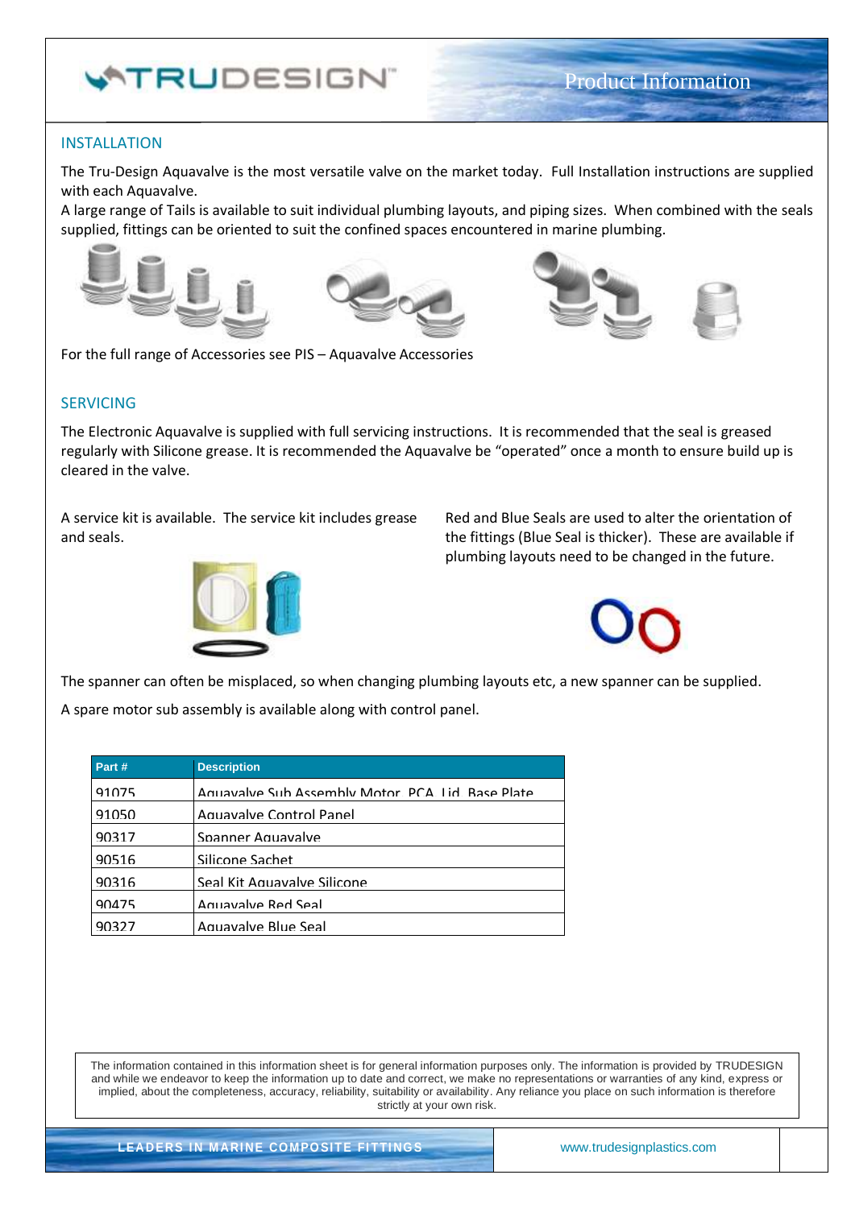## INSTALLATION

The Tru-Design Aquavalve is the most versatile valve on the market today. Full Installation instructions are supplied with each Aquavalve.

A large range of Tails is available to suit individual plumbing layouts, and piping sizes. When combined with the seals supplied, fittings can be oriented to suit the confined spaces encountered in marine plumbing.

For the full range of Accessories see PIS – Aquavalve Accessories

## SERVICING

The Electronic Aquavalve is supplied with full servicing instructions. It is recommended that the seal is greased regularly with Silicone grease. It is recommended the Aquavalve be "operated" once a month to ensure build up is cleared in the valve.

A service kit is available. The service kit includes grease and seals.

Red and Blue Seals are used to alter the orientation of the fittings (Blue Seal is thicker). These are available if plumbing layouts need to be changed in the future.

The spanner can often be misplaced, so when changing plumbing layouts etc, a new spanner can be supplied.

A spare motor sub assembly is available along with control panel.

| Part # | Description |
|---|---|
| 91075 | Aquavalve Sub Assembly Motor, PCA, Lid, Base Plate |
| 91050 | Aquavalve Control Panel |
| 90317 | Spanner Aquavalve |
| 90516 | Silicone Sachet |
| 90316 | Seal Kit Aquavalve Silicone |
| 90475 | Aquavalve Red Seal |
| 90327 | Aquavalve Blue Seal |

The information contained in this information sheet is for general information purposes only. The information is provided by TRUDESIGN and while we endeavor to keep the information up to date and correct, we make no representations or warranties of any kind, express or implied, about the completeness, accuracy, reliability, suitability or availability. Any reliance you place on such information is therefore strictly at your own risk.